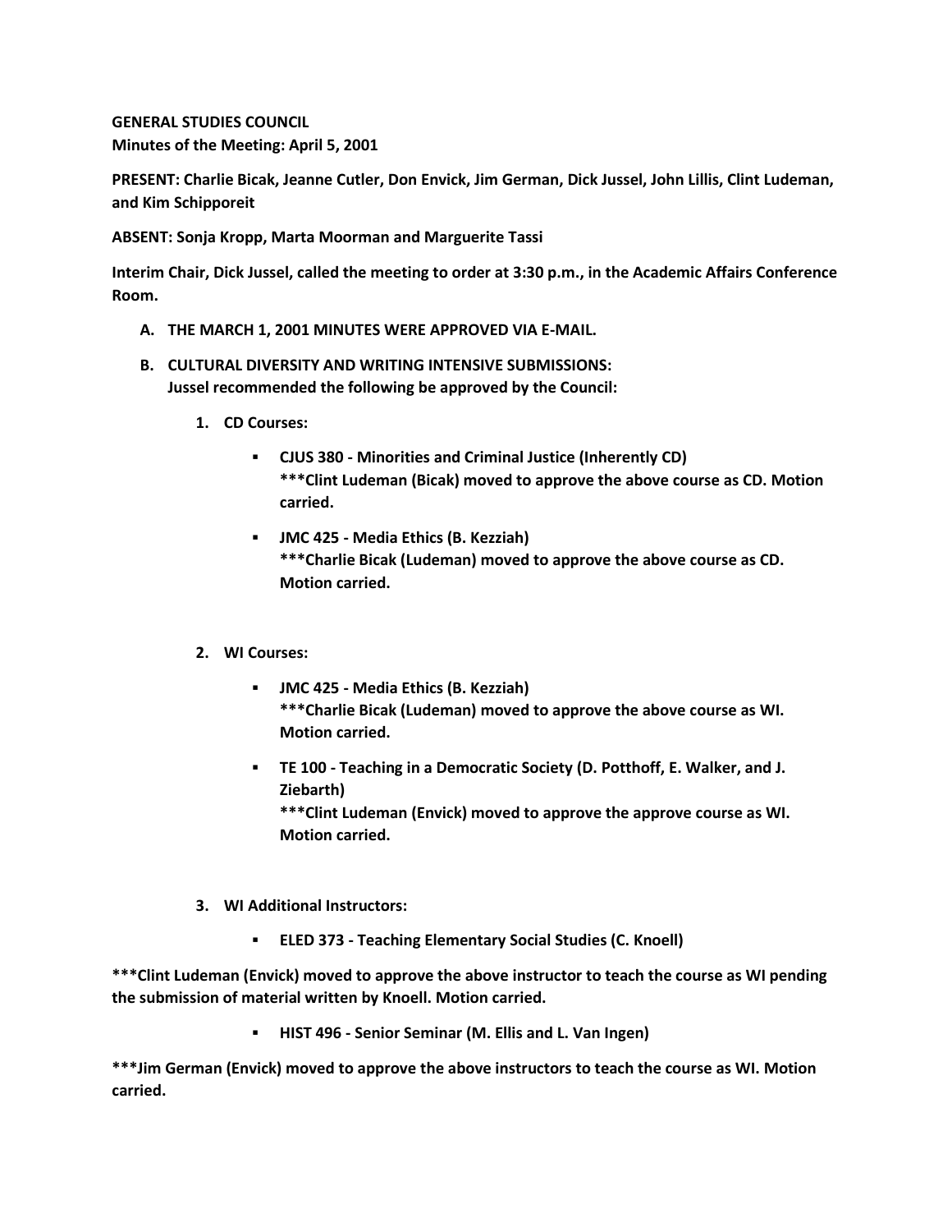**GENERAL STUDIES COUNCIL**
**Minutes of the Meeting: April 5, 2001**

**PRESENT: Charlie Bicak, Jeanne Cutler, Don Envick, Jim German, Dick Jussel, John Lillis, Clint Ludeman, and Kim Schipporeit**

**ABSENT: Sonja Kropp, Marta Moorman and Marguerite Tassi**

**Interim Chair, Dick Jussel, called the meeting to order at 3:30 p.m., in the Academic Affairs Conference Room.**

**A. THE MARCH 1, 2001 MINUTES WERE APPROVED VIA E-MAIL.**

**B. CULTURAL DIVERSITY AND WRITING INTENSIVE SUBMISSIONS:**
**Jussel recommended the following be approved by the Council:**

1. **CD Courses:**

   - **CJUS 380 - Minorities and Criminal Justice (Inherently CD)**
     **\*\*\*Clint Ludeman (Bicak) moved to approve the above course as CD. Motion carried.**

   - **JMC 425 - Media Ethics (B. Kezziah)**
     **\*\*\*Charlie Bicak (Ludeman) moved to approve the above course as CD. Motion carried.**

2. **WI Courses:**

   - **JMC 425 - Media Ethics (B. Kezziah)**
     **\*\*\*Charlie Bicak (Ludeman) moved to approve the above course as WI. Motion carried.**

   - **TE 100 - Teaching in a Democratic Society (D. Potthoff, E. Walker, and J. Ziebarth)**
     **\*\*\*Clint Ludeman (Envick) moved to approve the approve course as WI. Motion carried.**

3. **WI Additional Instructors:**

   - **ELED 373 - Teaching Elementary Social Studies (C. Knoell)**

**\*\*\*Clint Ludeman (Envick) moved to approve the above instructor to teach the course as WI pending the submission of material written by Knoell. Motion carried.**

   - **HIST 496 - Senior Seminar (M. Ellis and L. Van Ingen)**

**\*\*\*Jim German (Envick) moved to approve the above instructors to teach the course as WI. Motion carried.**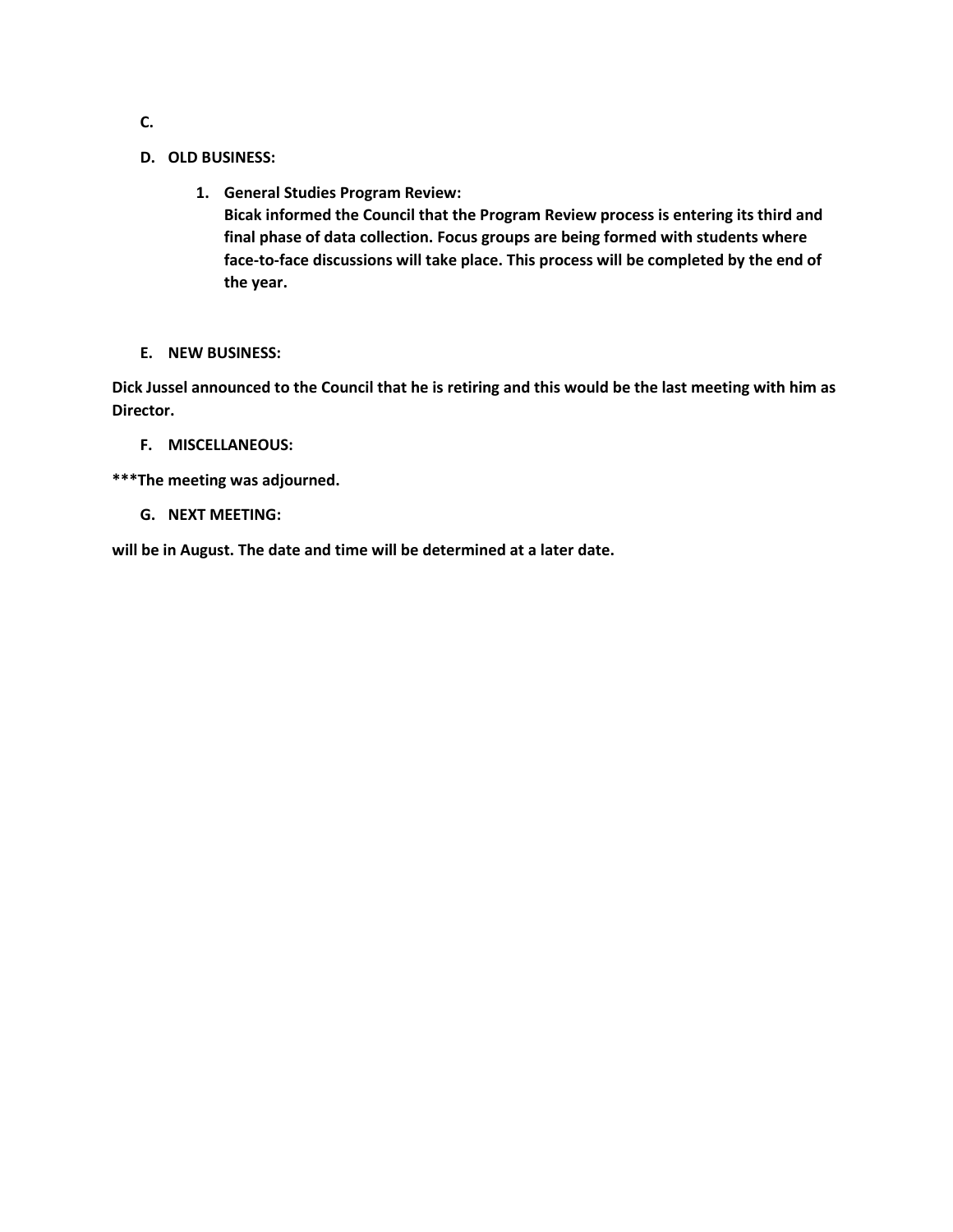**C.**

**D. OLD BUSINESS:**

1. **General Studies Program Review:**
   **Bicak informed the Council that the Program Review process is entering its third and final phase of data collection. Focus groups are being formed with students where face-to-face discussions will take place. This process will be completed by the end of the year.**

**E. NEW BUSINESS:**

**Dick Jussel announced to the Council that he is retiring and this would be the last meeting with him as Director.**

**F. MISCELLANEOUS:**

**\*\*\*The meeting was adjourned.**

**G. NEXT MEETING:**

**will be in August. The date and time will be determined at a later date.**